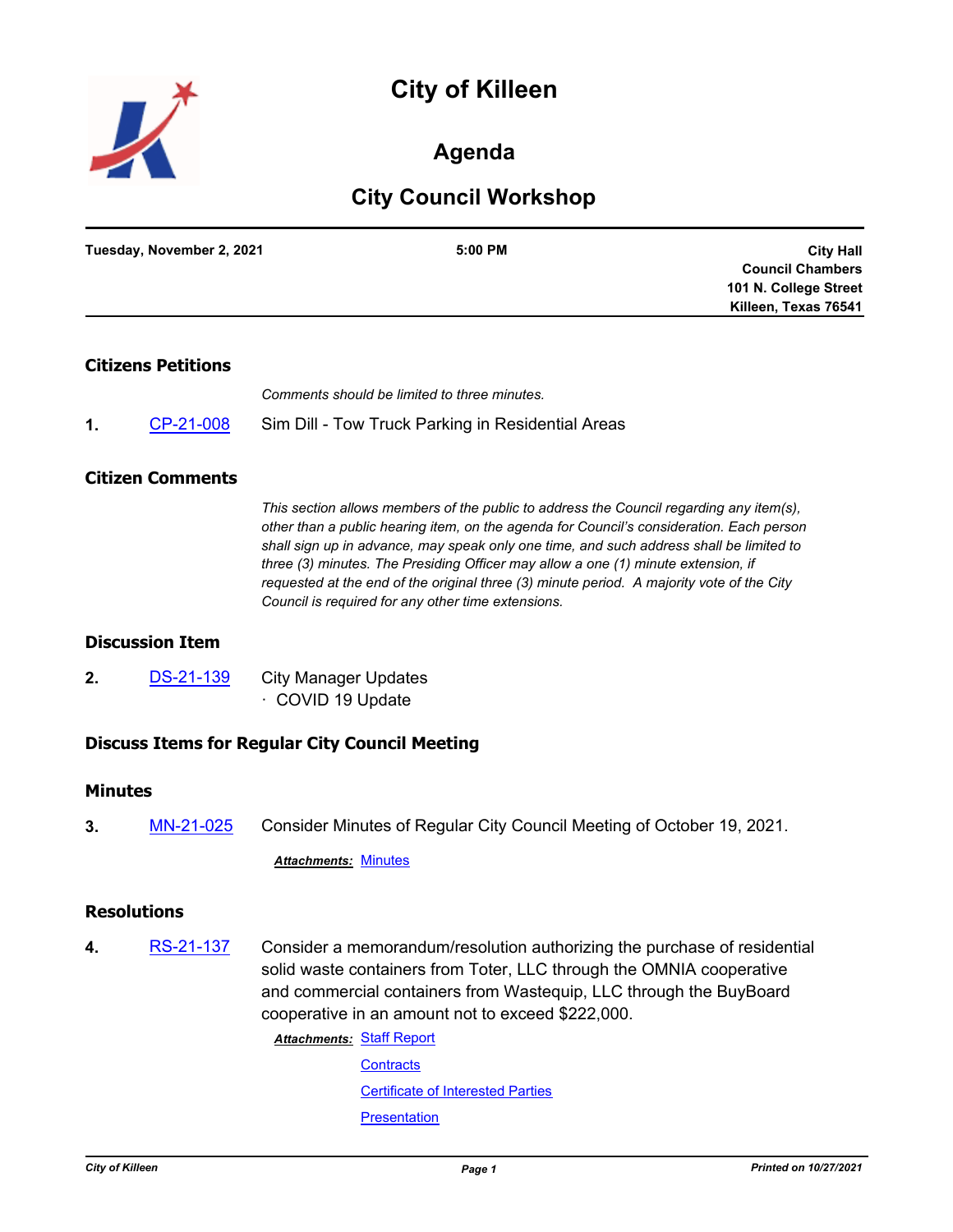# City of Killeen

## Agenda

## City Council Workshop

**Tuesday, November 2, 2021** | **5:00 PM** | **City Hall Council Chambers 101 N. College Street Killeen, Texas 76541**

### Citizens Petitions

*Comments should be limited to three minutes.*

**1.** CP-21-008 Sim Dill - Tow Truck Parking in Residential Areas

### Citizen Comments

*This section allows members of the public to address the Council regarding any item(s), other than a public hearing item, on the agenda for Council's consideration. Each person shall sign up in advance, may speak only one time, and such address shall be limited to three (3) minutes. The Presiding Officer may allow a one (1) minute extension, if requested at the end of the original three (3) minute period. A majority vote of the City Council is required for any other time extensions.*

### Discussion Item

**2.** DS-21-139 City Manager Updates
- COVID 19 Update

### Discuss Items for Regular City Council Meeting

### Minutes

**3.** MN-21-025 Consider Minutes of Regular City Council Meeting of October 19, 2021.

***Attachments:*** Minutes

### Resolutions

**4.** RS-21-137 Consider a memorandum/resolution authorizing the purchase of residential solid waste containers from Toter, LLC through the OMNIA cooperative and commercial containers from Wastequip, LLC through the BuyBoard cooperative in an amount not to exceed $222,000.

***Attachments:*** Staff Report
Contracts
Certificate of Interested Parties
Presentation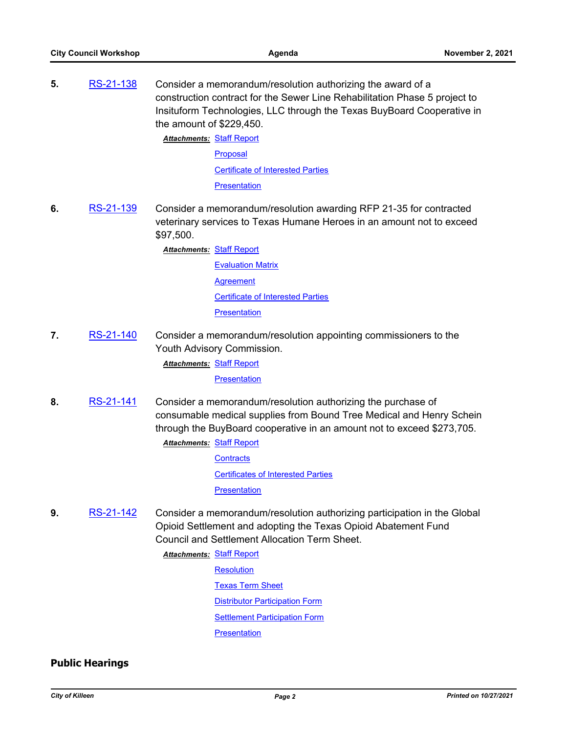**5.** RS-21-138 Consider a memorandum/resolution authorizing the award of a construction contract for the Sewer Line Rehabilitation Phase 5 project to Insituform Technologies, LLC through the Texas BuyBoard Cooperative in the amount of $229,450.

***Attachments:*** Staff Report
Proposal
Certificate of Interested Parties
Presentation

**6.** RS-21-139 Consider a memorandum/resolution awarding RFP 21-35 for contracted veterinary services to Texas Humane Heroes in an amount not to exceed $97,500.

***Attachments:*** Staff Report
Evaluation Matrix
Agreement
Certificate of Interested Parties
Presentation

**7.** RS-21-140 Consider a memorandum/resolution appointing commissioners to the Youth Advisory Commission.

***Attachments:*** Staff Report
Presentation

**8.** RS-21-141 Consider a memorandum/resolution authorizing the purchase of consumable medical supplies from Bound Tree Medical and Henry Schein through the BuyBoard cooperative in an amount not to exceed $273,705.

***Attachments:*** Staff Report
Contracts
Certificates of Interested Parties
Presentation

**9.** RS-21-142 Consider a memorandum/resolution authorizing participation in the Global Opioid Settlement and adopting the Texas Opioid Abatement Fund Council and Settlement Allocation Term Sheet.

***Attachments:*** Staff Report
Resolution
Texas Term Sheet
Distributor Participation Form
Settlement Participation Form
Presentation

## Public Hearings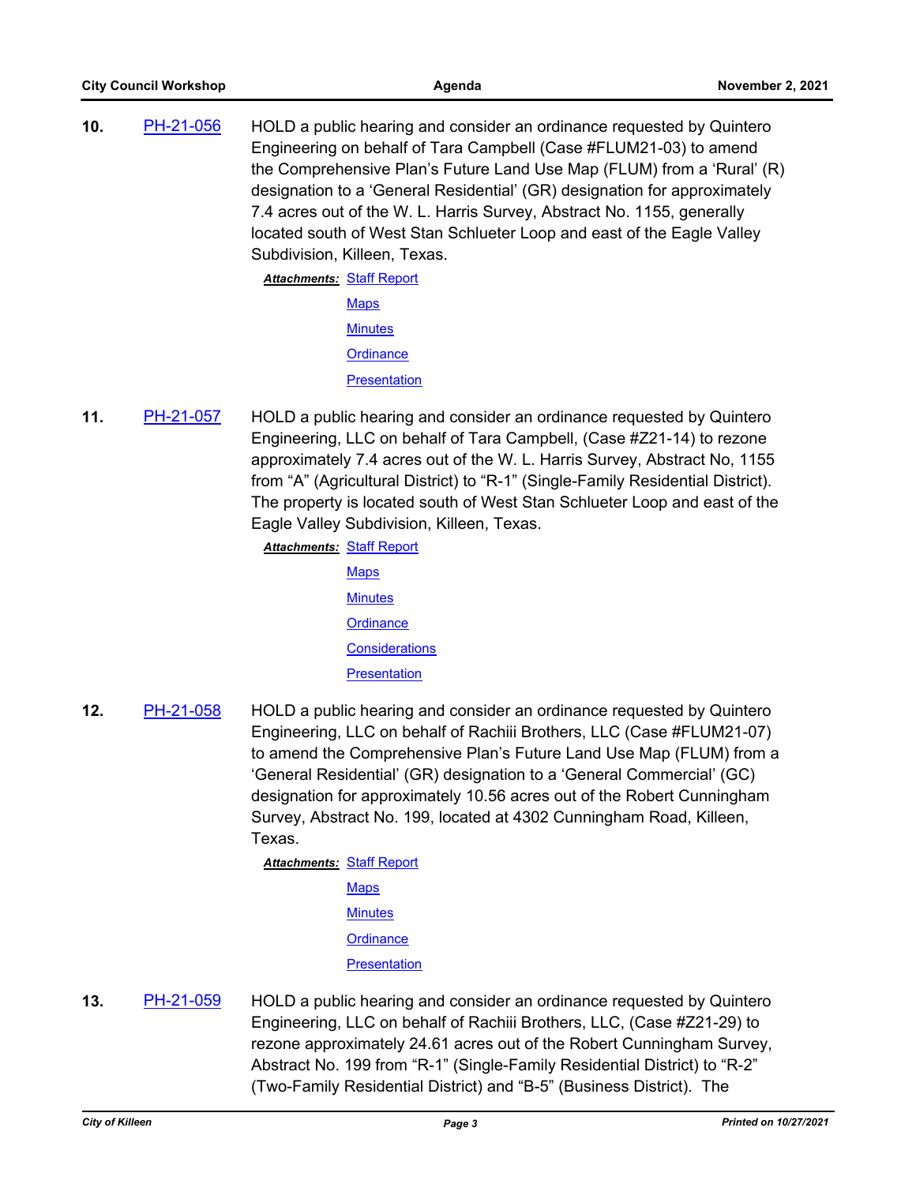**10.** PH-21-056 HOLD a public hearing and consider an ordinance requested by Quintero Engineering on behalf of Tara Campbell (Case #FLUM21-03) to amend the Comprehensive Plan's Future Land Use Map (FLUM) from a 'Rural' (R) designation to a 'General Residential' (GR) designation for approximately 7.4 acres out of the W. L. Harris Survey, Abstract No. 1155, generally located south of West Stan Schlueter Loop and east of the Eagle Valley Subdivision, Killeen, Texas.

***Attachments:*** Staff Report
Maps
Minutes
Ordinance
Presentation

**11.** PH-21-057 HOLD a public hearing and consider an ordinance requested by Quintero Engineering, LLC on behalf of Tara Campbell, (Case #Z21-14) to rezone approximately 7.4 acres out of the W. L. Harris Survey, Abstract No, 1155 from "A" (Agricultural District) to "R-1" (Single-Family Residential District). The property is located south of West Stan Schlueter Loop and east of the Eagle Valley Subdivision, Killeen, Texas.

***Attachments:*** Staff Report
Maps
Minutes
Ordinance
Considerations
Presentation

**12.** PH-21-058 HOLD a public hearing and consider an ordinance requested by Quintero Engineering, LLC on behalf of Rachiii Brothers, LLC (Case #FLUM21-07) to amend the Comprehensive Plan's Future Land Use Map (FLUM) from a 'General Residential' (GR) designation to a 'General Commercial' (GC) designation for approximately 10.56 acres out of the Robert Cunningham Survey, Abstract No. 199, located at 4302 Cunningham Road, Killeen, Texas.

***Attachments:*** Staff Report
Maps
Minutes
Ordinance
Presentation

**13.** PH-21-059 HOLD a public hearing and consider an ordinance requested by Quintero Engineering, LLC on behalf of Rachiii Brothers, LLC, (Case #Z21-29) to rezone approximately 24.61 acres out of the Robert Cunningham Survey, Abstract No. 199 from "R-1" (Single-Family Residential District) to "R-2" (Two-Family Residential District) and "B-5" (Business District). The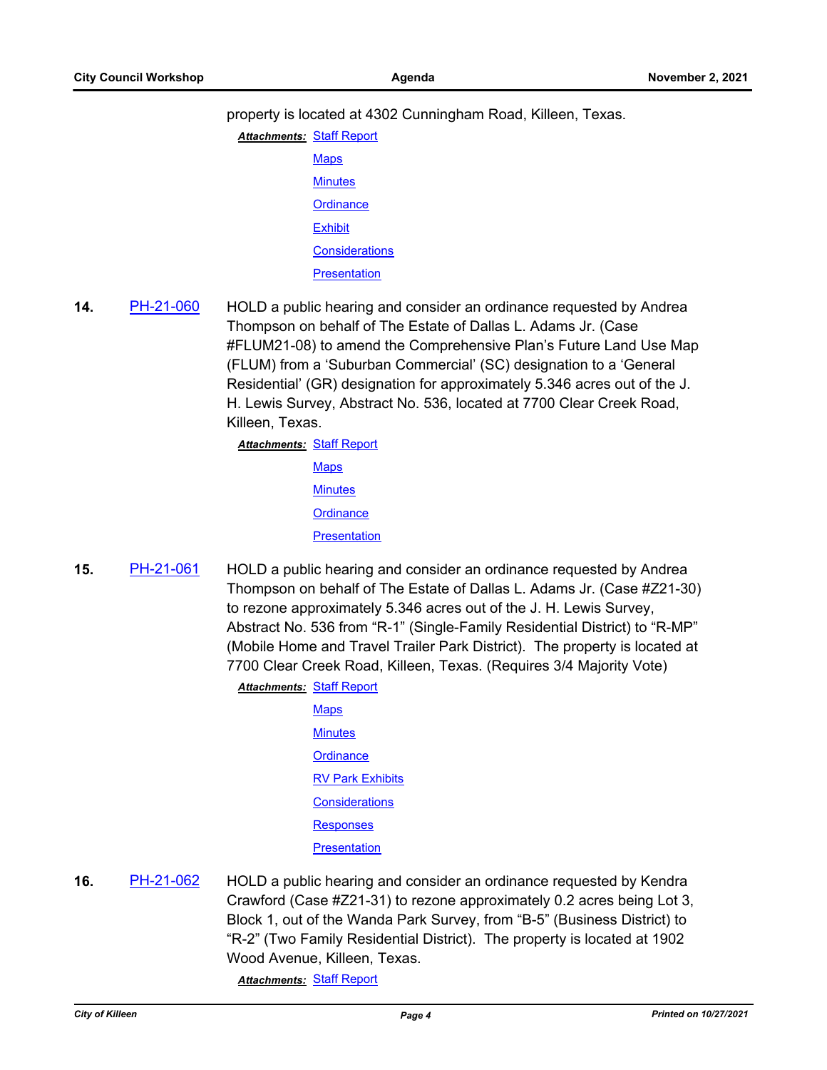property is located at 4302 Cunningham Road, Killeen, Texas.

***Attachments:*** Staff Report
Maps
Minutes
Ordinance
Exhibit
Considerations
Presentation

**14.** PH-21-060 HOLD a public hearing and consider an ordinance requested by Andrea Thompson on behalf of The Estate of Dallas L. Adams Jr. (Case #FLUM21-08) to amend the Comprehensive Plan's Future Land Use Map (FLUM) from a 'Suburban Commercial' (SC) designation to a 'General Residential' (GR) designation for approximately 5.346 acres out of the J. H. Lewis Survey, Abstract No. 536, located at 7700 Clear Creek Road, Killeen, Texas.

***Attachments:*** Staff Report
Maps
Minutes
Ordinance
Presentation

**15.** PH-21-061 HOLD a public hearing and consider an ordinance requested by Andrea Thompson on behalf of The Estate of Dallas L. Adams Jr. (Case #Z21-30) to rezone approximately 5.346 acres out of the J. H. Lewis Survey, Abstract No. 536 from "R-1" (Single-Family Residential District) to "R-MP" (Mobile Home and Travel Trailer Park District). The property is located at 7700 Clear Creek Road, Killeen, Texas. (Requires 3/4 Majority Vote)

***Attachments:*** Staff Report
Maps
Minutes
Ordinance
RV Park Exhibits
Considerations
Responses
Presentation

**16.** PH-21-062 HOLD a public hearing and consider an ordinance requested by Kendra Crawford (Case #Z21-31) to rezone approximately 0.2 acres being Lot 3, Block 1, out of the Wanda Park Survey, from "B-5" (Business District) to "R-2" (Two Family Residential District). The property is located at 1902 Wood Avenue, Killeen, Texas.

***Attachments:*** Staff Report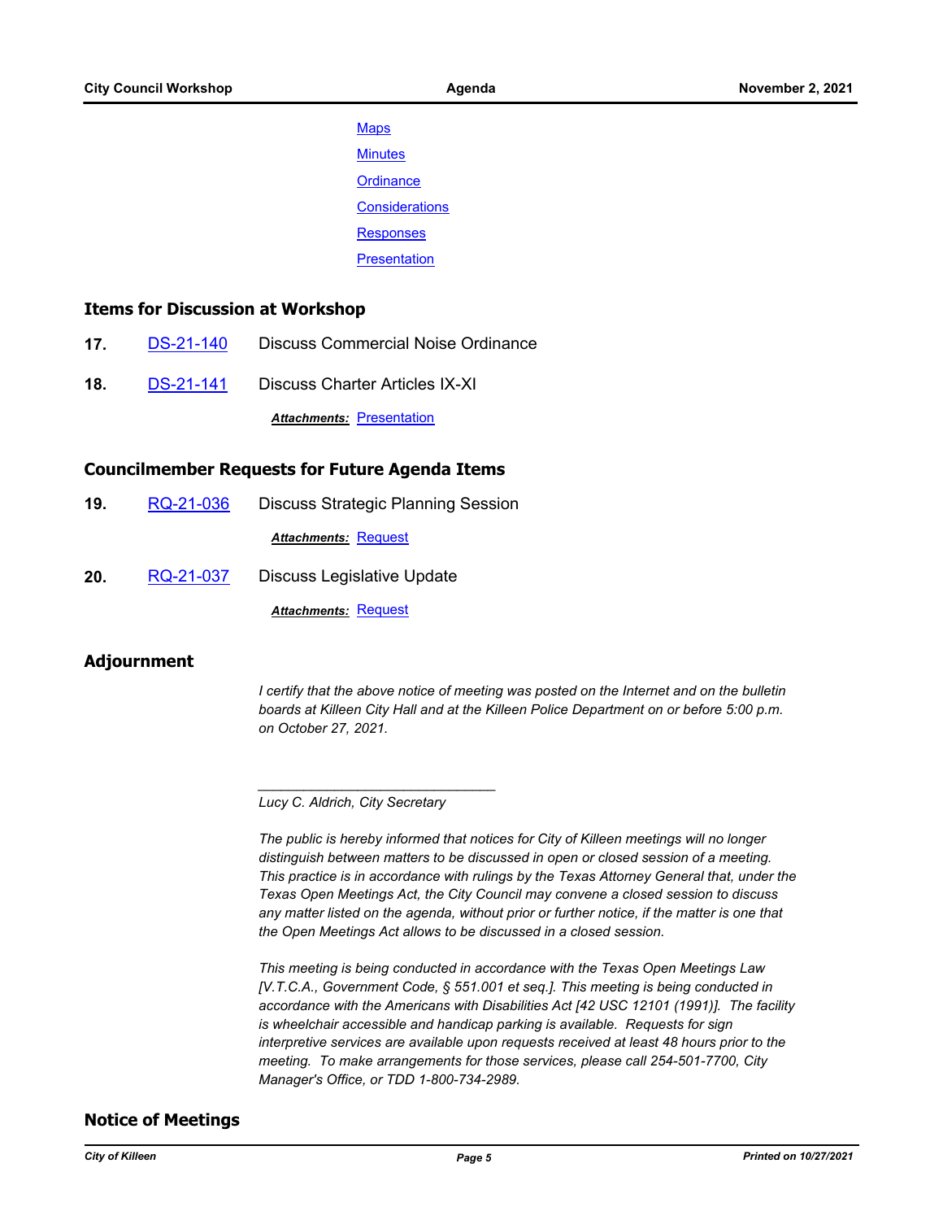Maps

Minutes

Ordinance

Considerations

Responses

Presentation

## Items for Discussion at Workshop

**17.** DS-21-140 Discuss Commercial Noise Ordinance

**18.** DS-21-141 Discuss Charter Articles IX-XI

***Attachments:*** Presentation

## Councilmember Requests for Future Agenda Items

**19.** RQ-21-036 Discuss Strategic Planning Session

***Attachments:*** Request

**20.** RQ-21-037 Discuss Legislative Update

***Attachments:*** Request

## Adjournment

*I certify that the above notice of meeting was posted on the Internet and on the bulletin boards at Killeen City Hall and at the Killeen Police Department on or before 5:00 p.m. on October 27, 2021.*

_______________________________

*Lucy C. Aldrich, City Secretary*

*The public is hereby informed that notices for City of Killeen meetings will no longer distinguish between matters to be discussed in open or closed session of a meeting. This practice is in accordance with rulings by the Texas Attorney General that, under the Texas Open Meetings Act, the City Council may convene a closed session to discuss any matter listed on the agenda, without prior or further notice, if the matter is one that the Open Meetings Act allows to be discussed in a closed session.*

*This meeting is being conducted in accordance with the Texas Open Meetings Law [V.T.C.A., Government Code, § 551.001 et seq.]. This meeting is being conducted in accordance with the Americans with Disabilities Act [42 USC 12101 (1991)]. The facility is wheelchair accessible and handicap parking is available. Requests for sign interpretive services are available upon requests received at least 48 hours prior to the meeting. To make arrangements for those services, please call 254-501-7700, City Manager's Office, or TDD 1-800-734-2989.*

## Notice of Meetings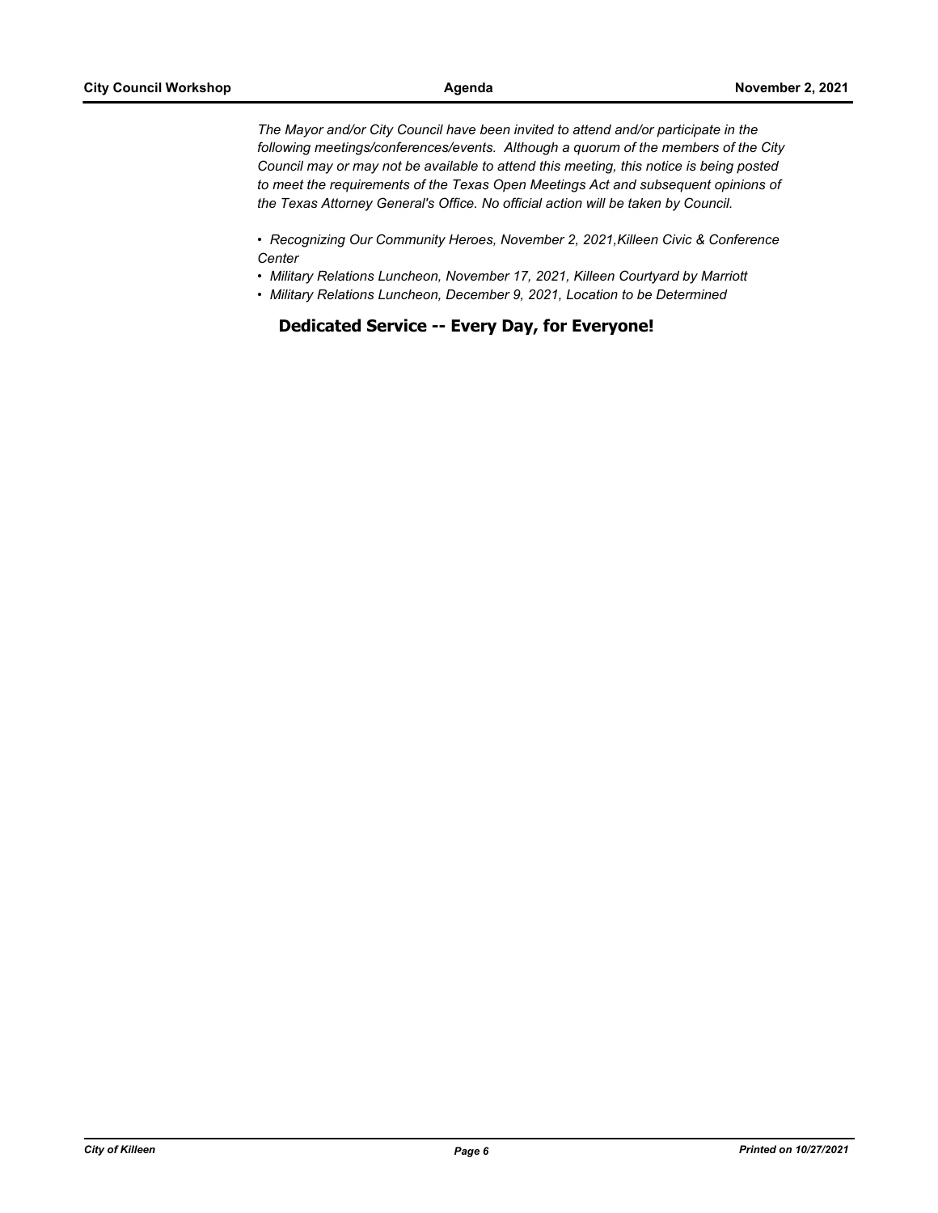*The Mayor and/or City Council have been invited to attend and/or participate in the following meetings/conferences/events. Although a quorum of the members of the City Council may or may not be available to attend this meeting, this notice is being posted to meet the requirements of the Texas Open Meetings Act and subsequent opinions of the Texas Attorney General's Office. No official action will be taken by Council.*

- *Recognizing Our Community Heroes, November 2, 2021,Killeen Civic & Conference Center*
- *Military Relations Luncheon, November 17, 2021, Killeen Courtyard by Marriott*
- *Military Relations Luncheon, December 9, 2021, Location to be Determined*

**Dedicated Service -- Every Day, for Everyone!**